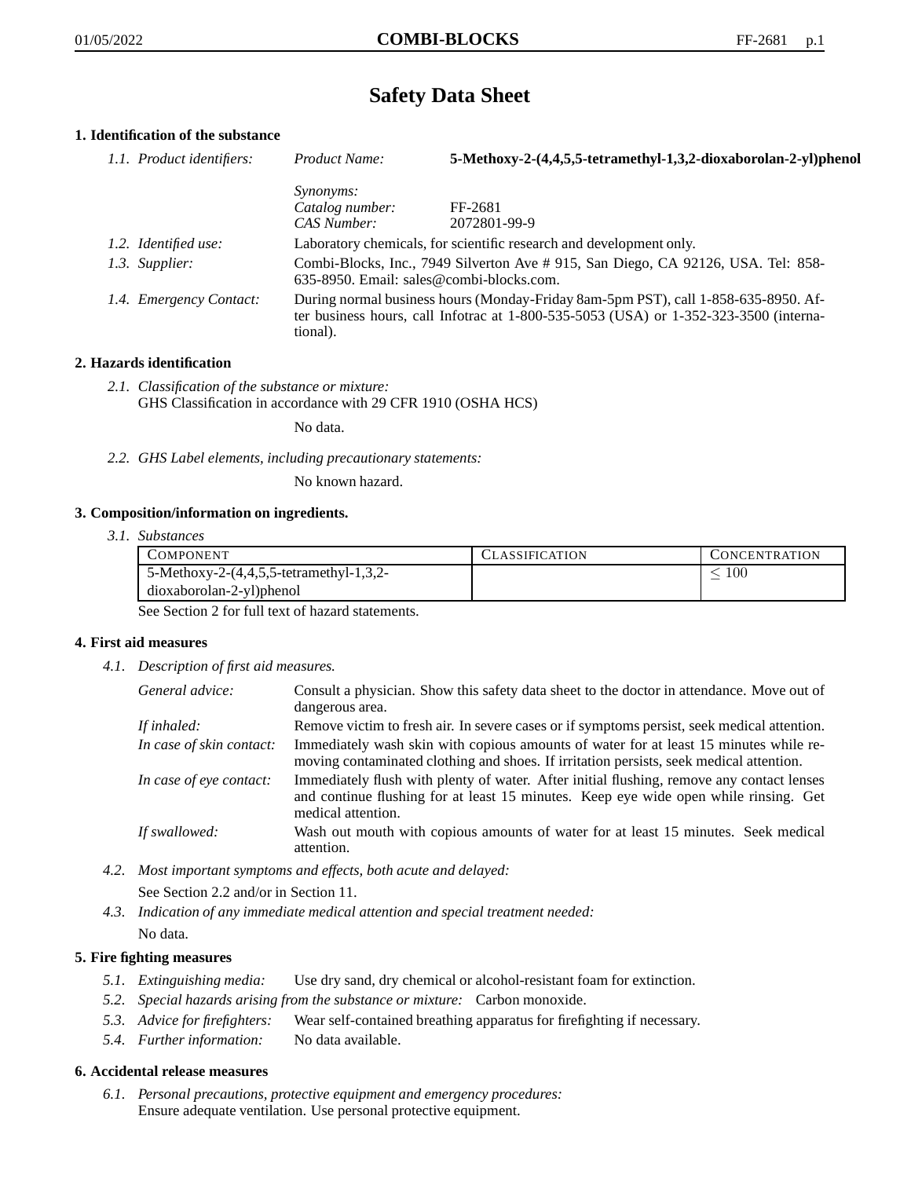# Safety Data Sheet

## 1. Identification of the substance

*1.1. Product identifiers:*

*Product Name:* **5-Methoxy-2-(4,4,5,5-tetramethyl-1,3,2-dioxaborolan-2-yl)phenol**

*Synonyms:*

*Catalog number:* FF-2681

*CAS Number:* 2072801-99-9

*1.2. Identified use:* Laboratory chemicals, for scientific research and development only.

*1.3. Supplier:* Combi-Blocks, Inc., 7949 Silverton Ave # 915, San Diego, CA 92126, USA. Tel: 858-635-8950. Email: sales@combi-blocks.com.

*1.4. Emergency Contact:* During normal business hours (Monday-Friday 8am-5pm PST), call 1-858-635-8950. After business hours, call Infotrac at 1-800-535-5053 (USA) or 1-352-323-3500 (international).

## 2. Hazards identification

*2.1. Classification of the substance or mixture:*
GHS Classification in accordance with 29 CFR 1910 (OSHA HCS)

No data.

*2.2. GHS Label elements, including precautionary statements:*

No known hazard.

## 3. Composition/information on ingredients.

*3.1. Substances*

| Component | Classification | Concentration |
|---|---|---|
| 5-Methoxy-2-(4,4,5,5-tetramethyl-1,3,2-dioxaborolan-2-yl)phenol | | $\leq 100$ |

See Section 2 for full text of hazard statements.

## 4. First aid measures

*4.1. Description of first aid measures.*

*General advice:* Consult a physician. Show this safety data sheet to the doctor in attendance. Move out of dangerous area.

*If inhaled:* Remove victim to fresh air. In severe cases or if symptoms persist, seek medical attention.

*In case of skin contact:* Immediately wash skin with copious amounts of water for at least 15 minutes while removing contaminated clothing and shoes. If irritation persists, seek medical attention.

*In case of eye contact:* Immediately flush with plenty of water. After initial flushing, remove any contact lenses and continue flushing for at least 15 minutes. Keep eye wide open while rinsing. Get medical attention.

*If swallowed:* Wash out mouth with copious amounts of water for at least 15 minutes. Seek medical attention.

*4.2. Most important symptoms and effects, both acute and delayed:*

See Section 2.2 and/or in Section 11.

*4.3. Indication of any immediate medical attention and special treatment needed:*

No data.

## 5. Fire fighting measures

*5.1. Extinguishing media:* Use dry sand, dry chemical or alcohol-resistant foam for extinction.

*5.2. Special hazards arising from the substance or mixture:* Carbon monoxide.

*5.3. Advice for firefighters:* Wear self-contained breathing apparatus for firefighting if necessary.

*5.4. Further information:* No data available.

## 6. Accidental release measures

*6.1. Personal precautions, protective equipment and emergency procedures:*
Ensure adequate ventilation. Use personal protective equipment.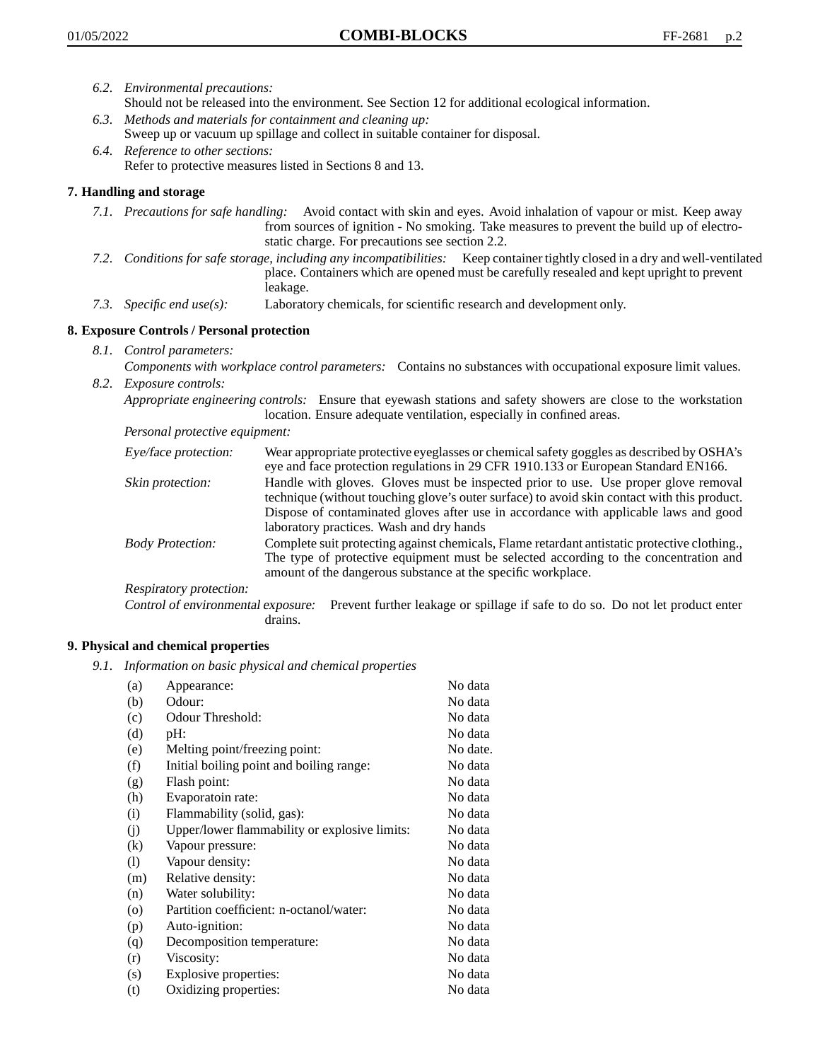*6.2. Environmental precautions:*
Should not be released into the environment. See Section 12 for additional ecological information.

*6.3. Methods and materials for containment and cleaning up:*
Sweep up or vacuum up spillage and collect in suitable container for disposal.

*6.4. Reference to other sections:*
Refer to protective measures listed in Sections 8 and 13.

## 7. Handling and storage

*7.1. Precautions for safe handling:* Avoid contact with skin and eyes. Avoid inhalation of vapour or mist. Keep away from sources of ignition - No smoking. Take measures to prevent the build up of electrostatic charge. For precautions see section 2.2.

*7.2. Conditions for safe storage, including any incompatibilities:* Keep container tightly closed in a dry and well-ventilated place. Containers which are opened must be carefully resealed and kept upright to prevent leakage.

*7.3. Specific end use(s):* Laboratory chemicals, for scientific research and development only.

## 8. Exposure Controls / Personal protection

*8.1. Control parameters:*
*Components with workplace control parameters:* Contains no substances with occupational exposure limit values.

*8.2. Exposure controls:*
*Appropriate engineering controls:* Ensure that eyewash stations and safety showers are close to the workstation location. Ensure adequate ventilation, especially in confined areas.

*Personal protective equipment:*

*Eye/face protection:* Wear appropriate protective eyeglasses or chemical safety goggles as described by OSHA's eye and face protection regulations in 29 CFR 1910.133 or European Standard EN166.

*Skin protection:* Handle with gloves. Gloves must be inspected prior to use. Use proper glove removal technique (without touching glove's outer surface) to avoid skin contact with this product. Dispose of contaminated gloves after use in accordance with applicable laws and good laboratory practices. Wash and dry hands

*Body Protection:* Complete suit protecting against chemicals, Flame retardant antistatic protective clothing., The type of protective equipment must be selected according to the concentration and amount of the dangerous substance at the specific workplace.

*Respiratory protection:*

*Control of environmental exposure:* Prevent further leakage or spillage if safe to do so. Do not let product enter drains.

## 9. Physical and chemical properties

*9.1. Information on basic physical and chemical properties*

| | | |
|---|---|---|
| (a) | Appearance: | No data |
| (b) | Odour: | No data |
| (c) | Odour Threshold: | No data |
| (d) | pH: | No data |
| (e) | Melting point/freezing point: | No date. |
| (f) | Initial boiling point and boiling range: | No data |
| (g) | Flash point: | No data |
| (h) | Evaporatoin rate: | No data |
| (i) | Flammability (solid, gas): | No data |
| (j) | Upper/lower flammability or explosive limits: | No data |
| (k) | Vapour pressure: | No data |
| (l) | Vapour density: | No data |
| (m) | Relative density: | No data |
| (n) | Water solubility: | No data |
| (o) | Partition coefficient: n-octanol/water: | No data |
| (p) | Auto-ignition: | No data |
| (q) | Decomposition temperature: | No data |
| (r) | Viscosity: | No data |
| (s) | Explosive properties: | No data |
| (t) | Oxidizing properties: | No data |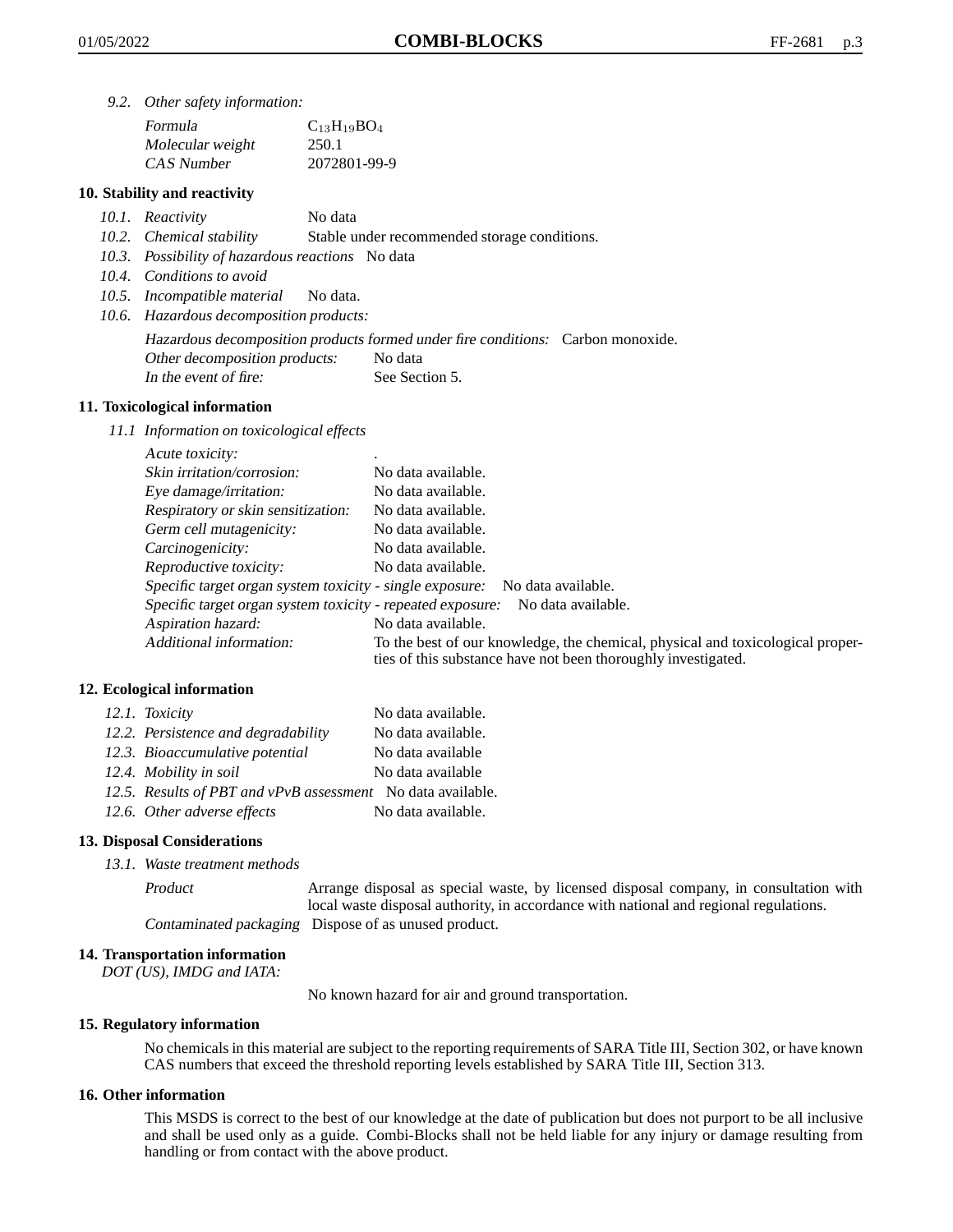*9.2. Other safety information:*

| | |
|---|---|
| *Formula* | $C_{13}H_{19}BO_4$ |
| *Molecular weight* | 250.1 |
| *CAS Number* | 2072801-99-9 |

### 10. Stability and reactivity

*10.1. Reactivity* No data

*10.2. Chemical stability* Stable under recommended storage conditions.

*10.3. Possibility of hazardous reactions* No data

*10.4. Conditions to avoid*

*10.5. Incompatible material* No data.

*10.6. Hazardous decomposition products:*

*Hazardous decomposition products formed under fire conditions:* Carbon monoxide.

*Other decomposition products:* No data

*In the event of fire:* See Section 5.

### 11. Toxicological information

*11.1 Information on toxicological effects*

| | |
|---|---|
| *Acute toxicity:* | . |
| *Skin irritation/corrosion:* | No data available. |
| *Eye damage/irritation:* | No data available. |
| *Respiratory or skin sensitization:* | No data available. |
| *Germ cell mutagenicity:* | No data available. |
| *Carcinogenicity:* | No data available. |
| *Reproductive toxicity:* | No data available. |
| *Specific target organ system toxicity - single exposure:* | No data available. |
| *Specific target organ system toxicity - repeated exposure:* | No data available. |
| *Aspiration hazard:* | No data available. |
| *Additional information:* | To the best of our knowledge, the chemical, physical and toxicological properties of this substance have not been thoroughly investigated. |

### 12. Ecological information

| | |
|---|---|
| *12.1. Toxicity* | No data available. |
| *12.2. Persistence and degradability* | No data available. |
| *12.3. Bioaccumulative potential* | No data available |
| *12.4. Mobility in soil* | No data available |
| *12.5. Results of PBT and vPvB assessment* | No data available. |
| *12.6. Other adverse effects* | No data available. |

### 13. Disposal Considerations

*13.1. Waste treatment methods*

*Product* Arrange disposal as special waste, by licensed disposal company, in consultation with local waste disposal authority, in accordance with national and regional regulations.

*Contaminated packaging* Dispose of as unused product.

### 14. Transportation information

*DOT (US), IMDG and IATA:*

No known hazard for air and ground transportation.

### 15. Regulatory information

No chemicals in this material are subject to the reporting requirements of SARA Title III, Section 302, or have known CAS numbers that exceed the threshold reporting levels established by SARA Title III, Section 313.

### 16. Other information

This MSDS is correct to the best of our knowledge at the date of publication but does not purport to be all inclusive and shall be used only as a guide. Combi-Blocks shall not be held liable for any injury or damage resulting from handling or from contact with the above product.